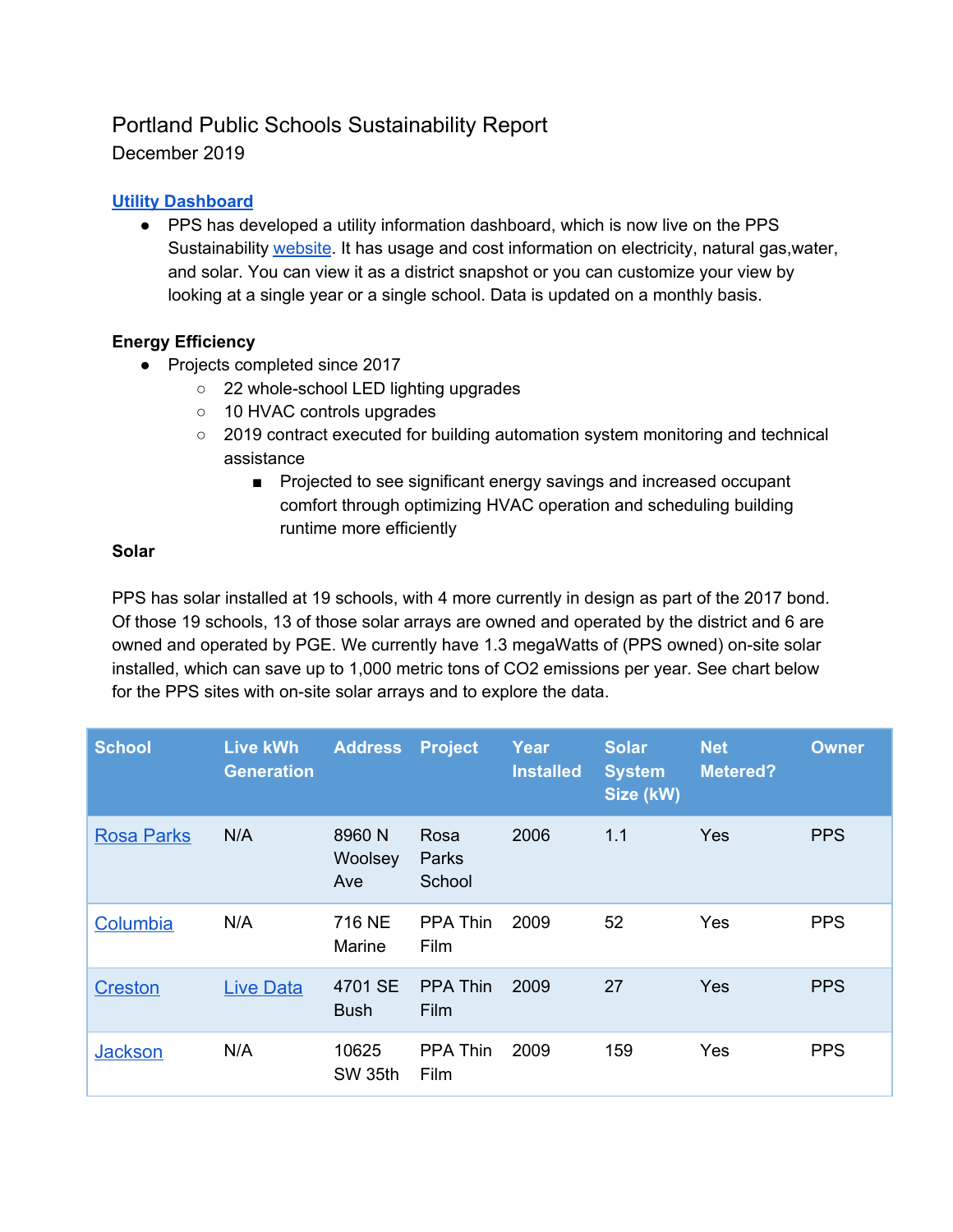# Portland Public Schools Sustainability Report

December 2019

### Utility Dashboard

- PPS has developed a utility information dashboard, which is now live on the PPS Sustainability website. It has usage and cost information on electricity, natural gas,water, and solar. You can view it as a district snapshot or you can customize your view by looking at a single year or a single school. Data is updated on a monthly basis.

**Energy Efficiency**

- Projects completed since 2017
  - 22 whole-school LED lighting upgrades
  - 10 HVAC controls upgrades
  - 2019 contract executed for building automation system monitoring and technical assistance
    - Projected to see significant energy savings and increased occupant comfort through optimizing HVAC operation and scheduling building runtime more efficiently

**Solar**

PPS has solar installed at 19 schools, with 4 more currently in design as part of the 2017 bond. Of those 19 schools, 13 of those solar arrays are owned and operated by the district and 6 are owned and operated by PGE. We currently have 1.3 megaWatts of (PPS owned) on-site solar installed, which can save up to 1,000 metric tons of $CO_2$ emissions per year. See chart below for the PPS sites with on-site solar arrays and to explore the data.

| School | Live kWh Generation | Address | Project | Year Installed | Solar System Size (kW) | Net Metered? | Owner |
|---|---|---|---|---|---|---|---|
| Rosa Parks | N/A | 8960 N Woolsey Ave | Rosa Parks School | 2006 | 1.1 | Yes | PPS |
| Columbia | N/A | 716 NE Marine | PPA Thin Film | 2009 | 52 | Yes | PPS |
| Creston | Live Data | 4701 SE Bush | PPA Thin Film | 2009 | 27 | Yes | PPS |
| Jackson | N/A | 10625 SW 35th | PPA Thin Film | 2009 | 159 | Yes | PPS |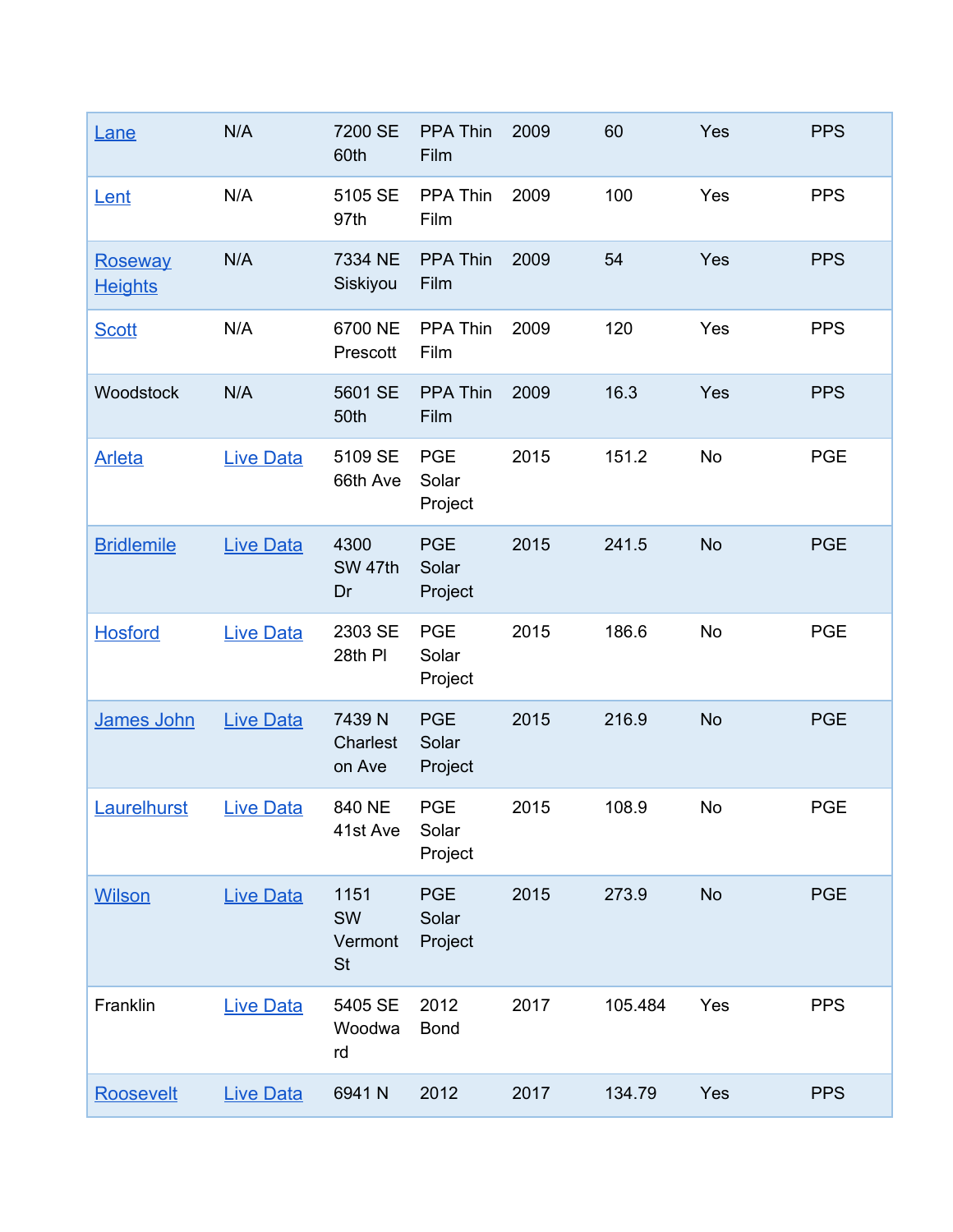| | | | | | | | |
|---|---|---|---|---|---|---|---|
| Lane | N/A | 7200 SE 60th | PPA Thin Film | 2009 | 60 | Yes | PPS |
| Lent | N/A | 5105 SE 97th | PPA Thin Film | 2009 | 100 | Yes | PPS |
| Roseway Heights | N/A | 7334 NE Siskiyou | PPA Thin Film | 2009 | 54 | Yes | PPS |
| Scott | N/A | 6700 NE Prescott | PPA Thin Film | 2009 | 120 | Yes | PPS |
| Woodstock | N/A | 5601 SE 50th | PPA Thin Film | 2009 | 16.3 | Yes | PPS |
| Arleta | Live Data | 5109 SE 66th Ave | PGE Solar Project | 2015 | 151.2 | No | PGE |
| Bridlemile | Live Data | 4300 SW 47th Dr | PGE Solar Project | 2015 | 241.5 | No | PGE |
| Hosford | Live Data | 2303 SE 28th Pl | PGE Solar Project | 2015 | 186.6 | No | PGE |
| James John | Live Data | 7439 N Charleston Ave | PGE Solar Project | 2015 | 216.9 | No | PGE |
| Laurelhurst | Live Data | 840 NE 41st Ave | PGE Solar Project | 2015 | 108.9 | No | PGE |
| Wilson | Live Data | 1151 SW Vermont St | PGE Solar Project | 2015 | 273.9 | No | PGE |
| Franklin | Live Data | 5405 SE Woodward | 2012 Bond | 2017 | 105.484 | Yes | PPS |
| Roosevelt | Live Data | 6941 N | 2012 | 2017 | 134.79 | Yes | PPS |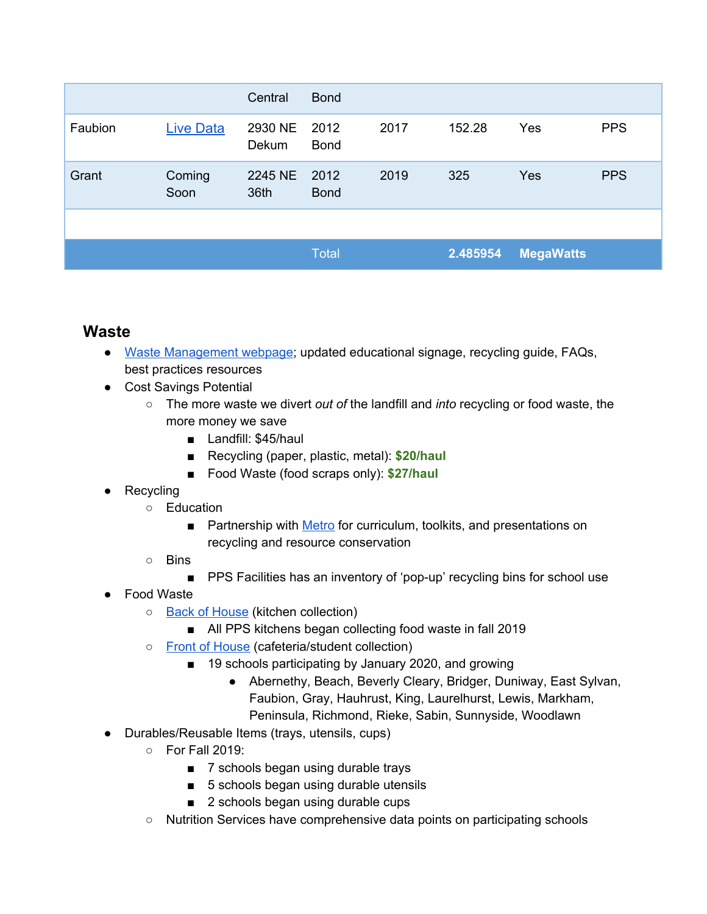| | | Central | Bond | | | | |
|---|---|---|---|---|---|---|---|
| Faubion | Live Data | 2930 NE Dekum | 2012 Bond | 2017 | 152.28 | Yes | PPS |
| Grant | Coming Soon | 2245 NE 36th | 2012 Bond | 2019 | 325 | Yes | PPS |
| | | | | | | | |
| | | | Total | | **2.485954** | **MegaWatts** | |

## Waste

- Waste Management webpage; updated educational signage, recycling guide, FAQs, best practices resources
- Cost Savings Potential
  - The more waste we divert *out of* the landfill and *into* recycling or food waste, the more money we save
    - Landfill: $45/haul
    - Recycling (paper, plastic, metal): **$20/haul**
    - Food Waste (food scraps only): **$27/haul**
- Recycling
  - Education
    - Partnership with Metro for curriculum, toolkits, and presentations on recycling and resource conservation
  - Bins
    - PPS Facilities has an inventory of 'pop-up' recycling bins for school use
- Food Waste
  - Back of House (kitchen collection)
    - All PPS kitchens began collecting food waste in fall 2019
  - Front of House (cafeteria/student collection)
    - 19 schools participating by January 2020, and growing
      - Abernethy, Beach, Beverly Cleary, Bridger, Duniway, East Sylvan, Faubion, Gray, Hauhrust, King, Laurelhurst, Lewis, Markham, Peninsula, Richmond, Rieke, Sabin, Sunnyside, Woodlawn
- Durables/Reusable Items (trays, utensils, cups)
  - For Fall 2019:
    - 7 schools began using durable trays
    - 5 schools began using durable utensils
    - 2 schools began using durable cups
  - Nutrition Services have comprehensive data points on participating schools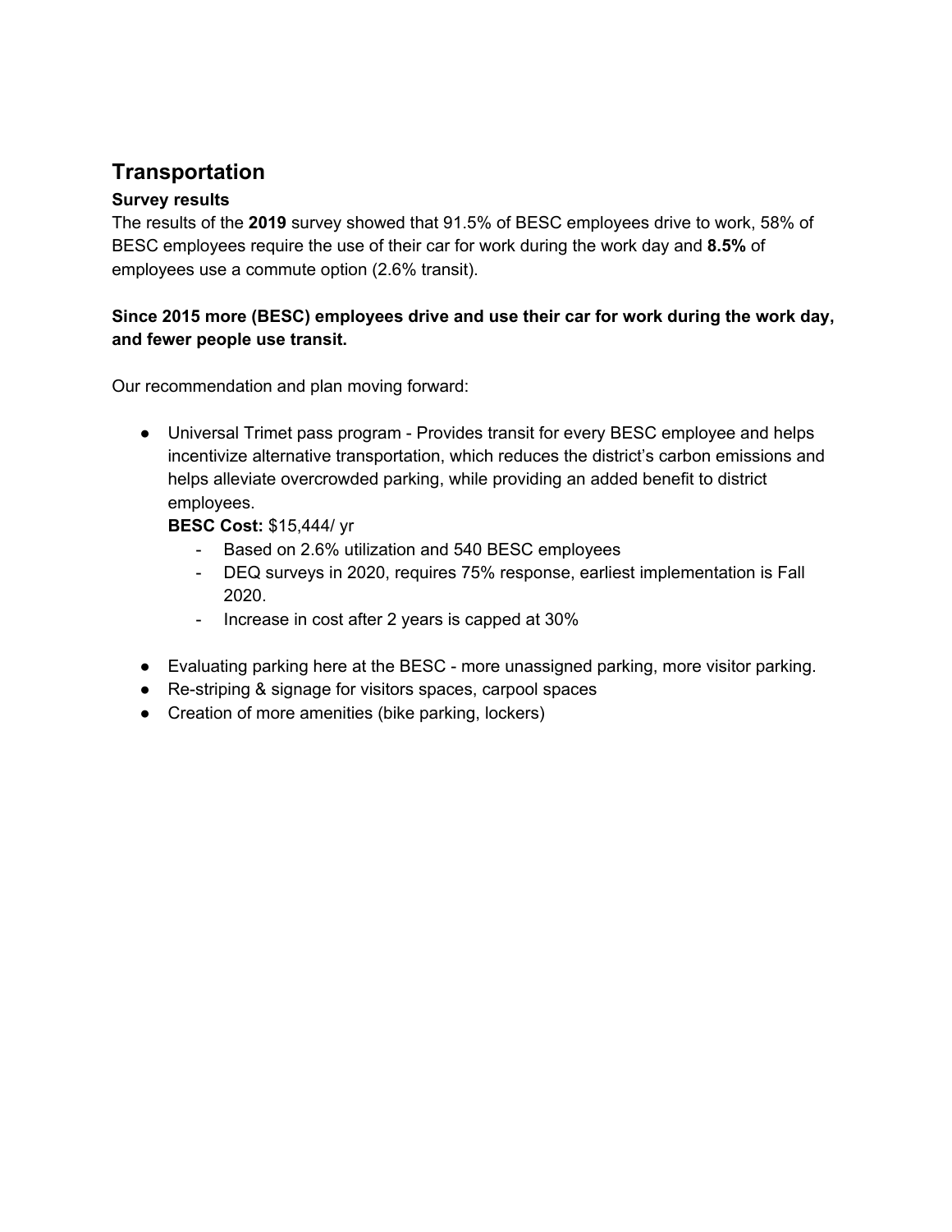## Transportation

### Survey results

The results of the **2019** survey showed that 91.5% of BESC employees drive to work, 58% of BESC employees require the use of their car for work during the work day and **8.5%** of employees use a commute option (2.6% transit).

**Since 2015 more (BESC) employees drive and use their car for work during the work day, and fewer people use transit.**

Our recommendation and plan moving forward:

- Universal Trimet pass program - Provides transit for every BESC employee and helps incentivize alternative transportation, which reduces the district's carbon emissions and helps alleviate overcrowded parking, while providing an added benefit to district employees.
  **BESC Cost:** $15,444/ yr
  - Based on 2.6% utilization and 540 BESC employees
  - DEQ surveys in 2020, requires 75% response, earliest implementation is Fall 2020.
  - Increase in cost after 2 years is capped at 30%

- Evaluating parking here at the BESC - more unassigned parking, more visitor parking.
- Re-striping & signage for visitors spaces, carpool spaces
- Creation of more amenities (bike parking, lockers)